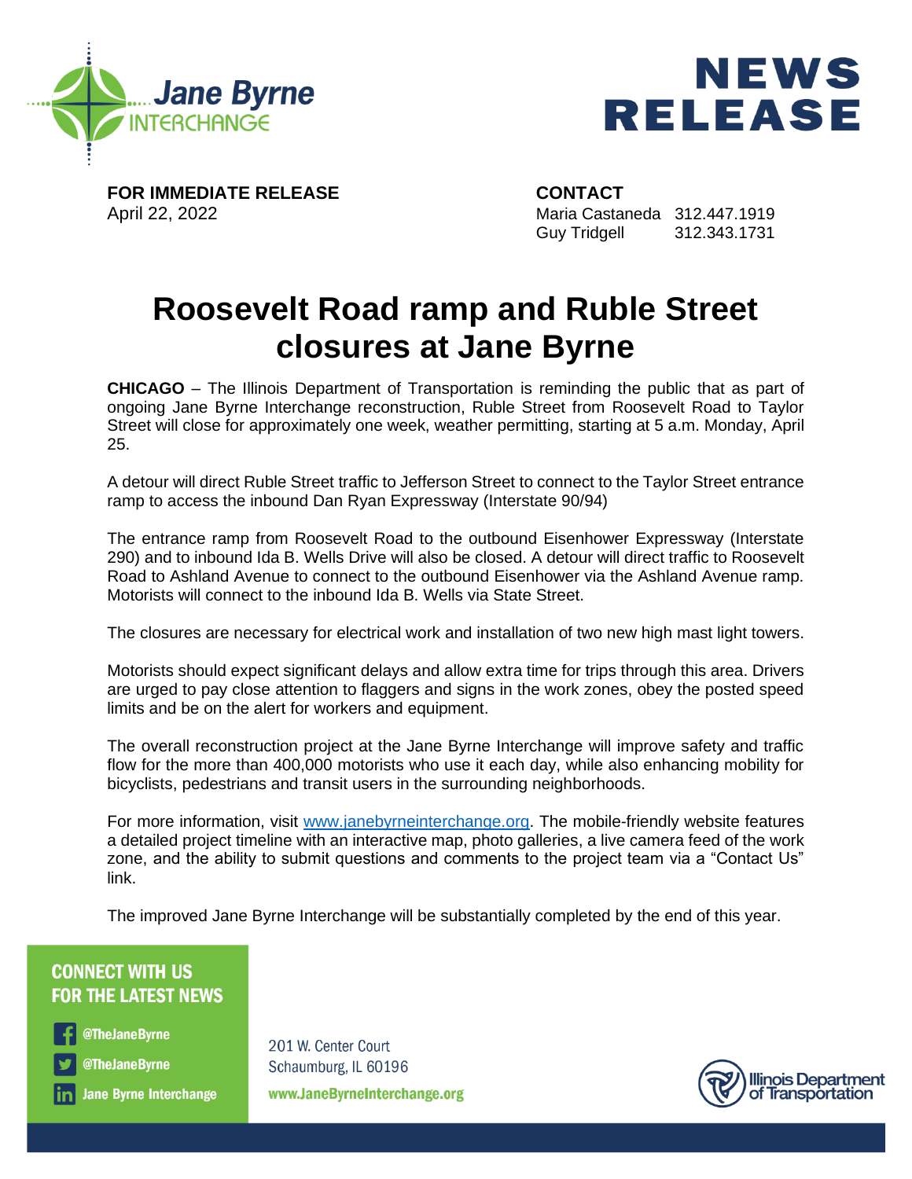Jane Byrne INTERCHANGE

# NEWS RELEASE

**FOR IMMEDIATE RELEASE**
April 22, 2022

**CONTACT**
Maria Castaneda 312.447.1919
Guy Tridgell 312.343.1731

# Roosevelt Road ramp and Ruble Street closures at Jane Byrne

**CHICAGO** – The Illinois Department of Transportation is reminding the public that as part of ongoing Jane Byrne Interchange reconstruction, Ruble Street from Roosevelt Road to Taylor Street will close for approximately one week, weather permitting, starting at 5 a.m. Monday, April 25.

A detour will direct Ruble Street traffic to Jefferson Street to connect to the Taylor Street entrance ramp to access the inbound Dan Ryan Expressway (Interstate 90/94)

The entrance ramp from Roosevelt Road to the outbound Eisenhower Expressway (Interstate 290) and to inbound Ida B. Wells Drive will also be closed. A detour will direct traffic to Roosevelt Road to Ashland Avenue to connect to the outbound Eisenhower via the Ashland Avenue ramp. Motorists will connect to the inbound Ida B. Wells via State Street.

The closures are necessary for electrical work and installation of two new high mast light towers.

Motorists should expect significant delays and allow extra time for trips through this area. Drivers are urged to pay close attention to flaggers and signs in the work zones, obey the posted speed limits and be on the alert for workers and equipment.

The overall reconstruction project at the Jane Byrne Interchange will improve safety and traffic flow for the more than 400,000 motorists who use it each day, while also enhancing mobility for bicyclists, pedestrians and transit users in the surrounding neighborhoods.

For more information, visit [www.janebyrneinterchange.org](http://www.janebyrneinterchange.org). The mobile-friendly website features a detailed project timeline with an interactive map, photo galleries, a live camera feed of the work zone, and the ability to submit questions and comments to the project team via a "Contact Us" link.

The improved Jane Byrne Interchange will be substantially completed by the end of this year.

**CONNECT WITH US FOR THE LATEST NEWS**

- @TheJaneByrne
- @TheJaneByrne
- Jane Byrne Interchange

201 W. Center Court
Schaumburg, IL 60196
www.JaneByrneInterchange.org

Illinois Department of Transportation